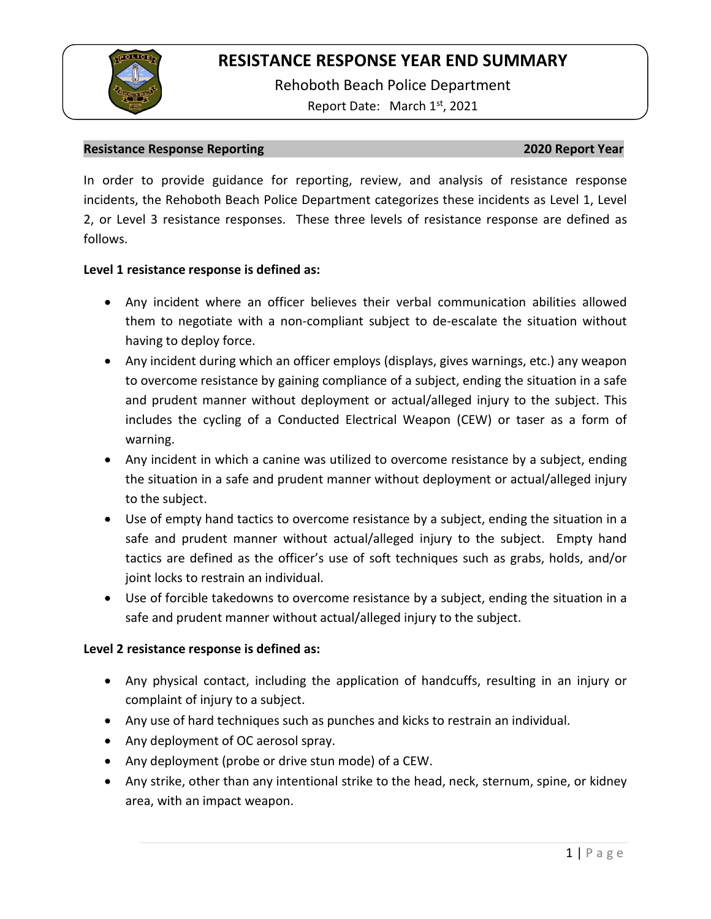# RESISTANCE RESPONSE YEAR END SUMMARY

Rehoboth Beach Police Department

Report Date: March 1st, 2021

**Resistance Response Reporting** **2020 Report Year**

In order to provide guidance for reporting, review, and analysis of resistance response incidents, the Rehoboth Beach Police Department categorizes these incidents as Level 1, Level 2, or Level 3 resistance responses. These three levels of resistance response are defined as follows.

**Level 1 resistance response is defined as:**

- Any incident where an officer believes their verbal communication abilities allowed them to negotiate with a non-compliant subject to de-escalate the situation without having to deploy force.
- Any incident during which an officer employs (displays, gives warnings, etc.) any weapon to overcome resistance by gaining compliance of a subject, ending the situation in a safe and prudent manner without deployment or actual/alleged injury to the subject. This includes the cycling of a Conducted Electrical Weapon (CEW) or taser as a form of warning.
- Any incident in which a canine was utilized to overcome resistance by a subject, ending the situation in a safe and prudent manner without deployment or actual/alleged injury to the subject.
- Use of empty hand tactics to overcome resistance by a subject, ending the situation in a safe and prudent manner without actual/alleged injury to the subject. Empty hand tactics are defined as the officer's use of soft techniques such as grabs, holds, and/or joint locks to restrain an individual.
- Use of forcible takedowns to overcome resistance by a subject, ending the situation in a safe and prudent manner without actual/alleged injury to the subject.

**Level 2 resistance response is defined as:**

- Any physical contact, including the application of handcuffs, resulting in an injury or complaint of injury to a subject.
- Any use of hard techniques such as punches and kicks to restrain an individual.
- Any deployment of OC aerosol spray.
- Any deployment (probe or drive stun mode) of a CEW.
- Any strike, other than any intentional strike to the head, neck, sternum, spine, or kidney area, with an impact weapon.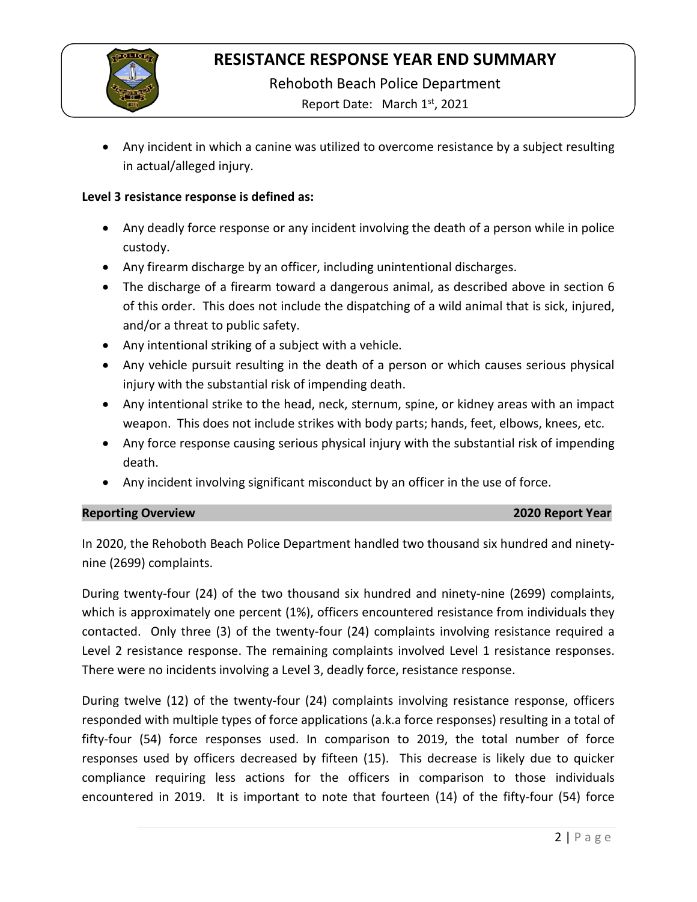- Any incident in which a canine was utilized to overcome resistance by a subject resulting in actual/alleged injury.

**Level 3 resistance response is defined as:**

- Any deadly force response or any incident involving the death of a person while in police custody.
- Any firearm discharge by an officer, including unintentional discharges.
- The discharge of a firearm toward a dangerous animal, as described above in section 6 of this order. This does not include the dispatching of a wild animal that is sick, injured, and/or a threat to public safety.
- Any intentional striking of a subject with a vehicle.
- Any vehicle pursuit resulting in the death of a person or which causes serious physical injury with the substantial risk of impending death.
- Any intentional strike to the head, neck, sternum, spine, or kidney areas with an impact weapon. This does not include strikes with body parts; hands, feet, elbows, knees, etc.
- Any force response causing serious physical injury with the substantial risk of impending death.
- Any incident involving significant misconduct by an officer in the use of force.

## Reporting Overview — 2020 Report Year

In 2020, the Rehoboth Beach Police Department handled two thousand six hundred and ninety-nine (2699) complaints.

During twenty-four (24) of the two thousand six hundred and ninety-nine (2699) complaints, which is approximately one percent (1%), officers encountered resistance from individuals they contacted. Only three (3) of the twenty-four (24) complaints involving resistance required a Level 2 resistance response. The remaining complaints involved Level 1 resistance responses. There were no incidents involving a Level 3, deadly force, resistance response.

During twelve (12) of the twenty-four (24) complaints involving resistance response, officers responded with multiple types of force applications (a.k.a force responses) resulting in a total of fifty-four (54) force responses used. In comparison to 2019, the total number of force responses used by officers decreased by fifteen (15). This decrease is likely due to quicker compliance requiring less actions for the officers in comparison to those individuals encountered in 2019. It is important to note that fourteen (14) of the fifty-four (54) force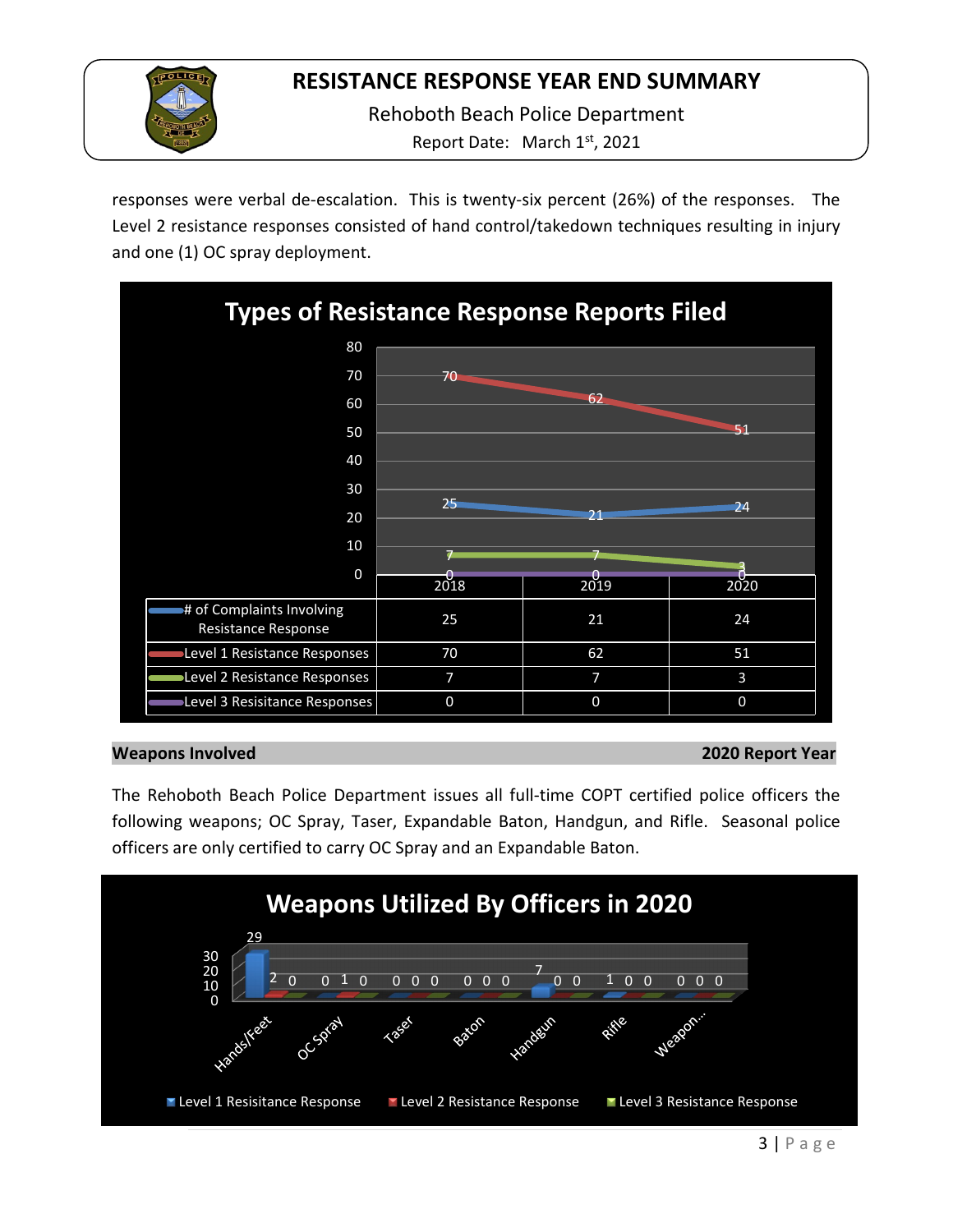responses were verbal de-escalation. This is twenty-six percent (26%) of the responses. The Level 2 resistance responses consisted of hand control/takedown techniques resulting in injury and one (1) OC spray deployment.

**Types of Resistance Response Reports Filed**

| | 2018 | 2019 | 2020 |
|---|---|---|---|
| # of Complaints Involving Resistance Response | 25 | 21 | 24 |
| Level 1 Resistance Responses | 70 | 62 | 51 |
| Level 2 Resistance Responses | 7 | 7 | 3 |
| Level 3 Resisitance Responses | 0 | 0 | 0 |

## Weapons Involved — 2020 Report Year

The Rehoboth Beach Police Department issues all full-time COPT certified police officers the following weapons; OC Spray, Taser, Expandable Baton, Handgun, and Rifle. Seasonal police officers are only certified to carry OC Spray and an Expandable Baton.

**Weapons Utilized By Officers in 2020**

| | Hands/Feet | OC Spray | Taser | Baton | Handgun | Rifle | Weapon... |
|---|---|---|---|---|---|---|---|
| Level 1 Resisitance Response | 29 | 0 | 0 | 0 | 7 | 1 | 0 |
| Level 2 Resistance Response | 2 | 1 | 0 | 0 | 0 | 0 | 0 |
| Level 3 Resistance Response | 0 | 0 | 0 | 0 | 0 | 0 | 0 |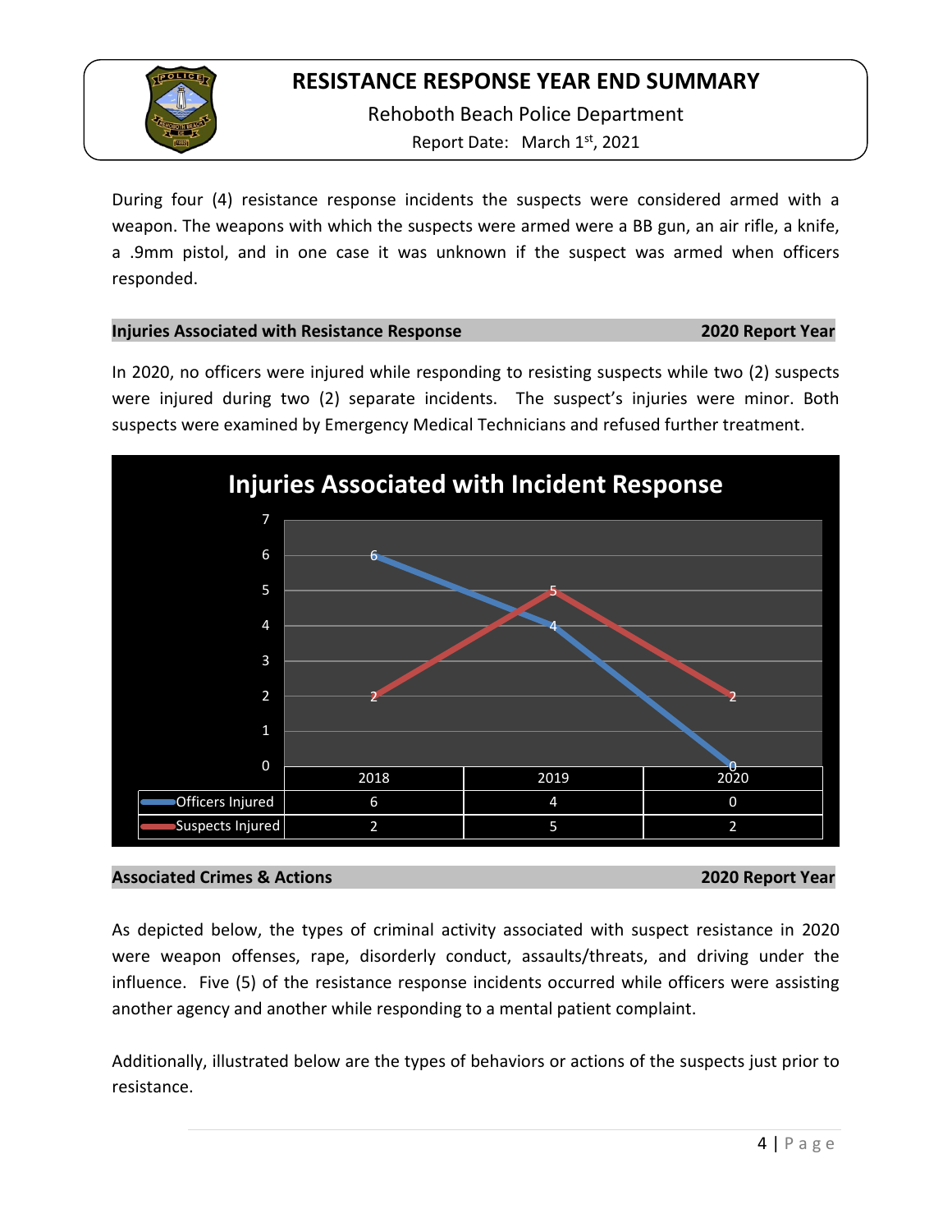During four (4) resistance response incidents the suspects were considered armed with a weapon. The weapons with which the suspects were armed were a BB gun, an air rifle, a knife, a .9mm pistol, and in one case it was unknown if the suspect was armed when officers responded.

## Injuries Associated with Resistance Response — 2020 Report Year

In 2020, no officers were injured while responding to resisting suspects while two (2) suspects were injured during two (2) separate incidents. The suspect's injuries were minor. Both suspects were examined by Emergency Medical Technicians and refused further treatment.

**Injuries Associated with Incident Response**

| | 2018 | 2019 | 2020 |
|---|---|---|---|
| Officers Injured | 6 | 4 | 0 |
| Suspects Injured | 2 | 5 | 2 |

## Associated Crimes & Actions — 2020 Report Year

As depicted below, the types of criminal activity associated with suspect resistance in 2020 were weapon offenses, rape, disorderly conduct, assaults/threats, and driving under the influence. Five (5) of the resistance response incidents occurred while officers were assisting another agency and another while responding to a mental patient complaint.

Additionally, illustrated below are the types of behaviors or actions of the suspects just prior to resistance.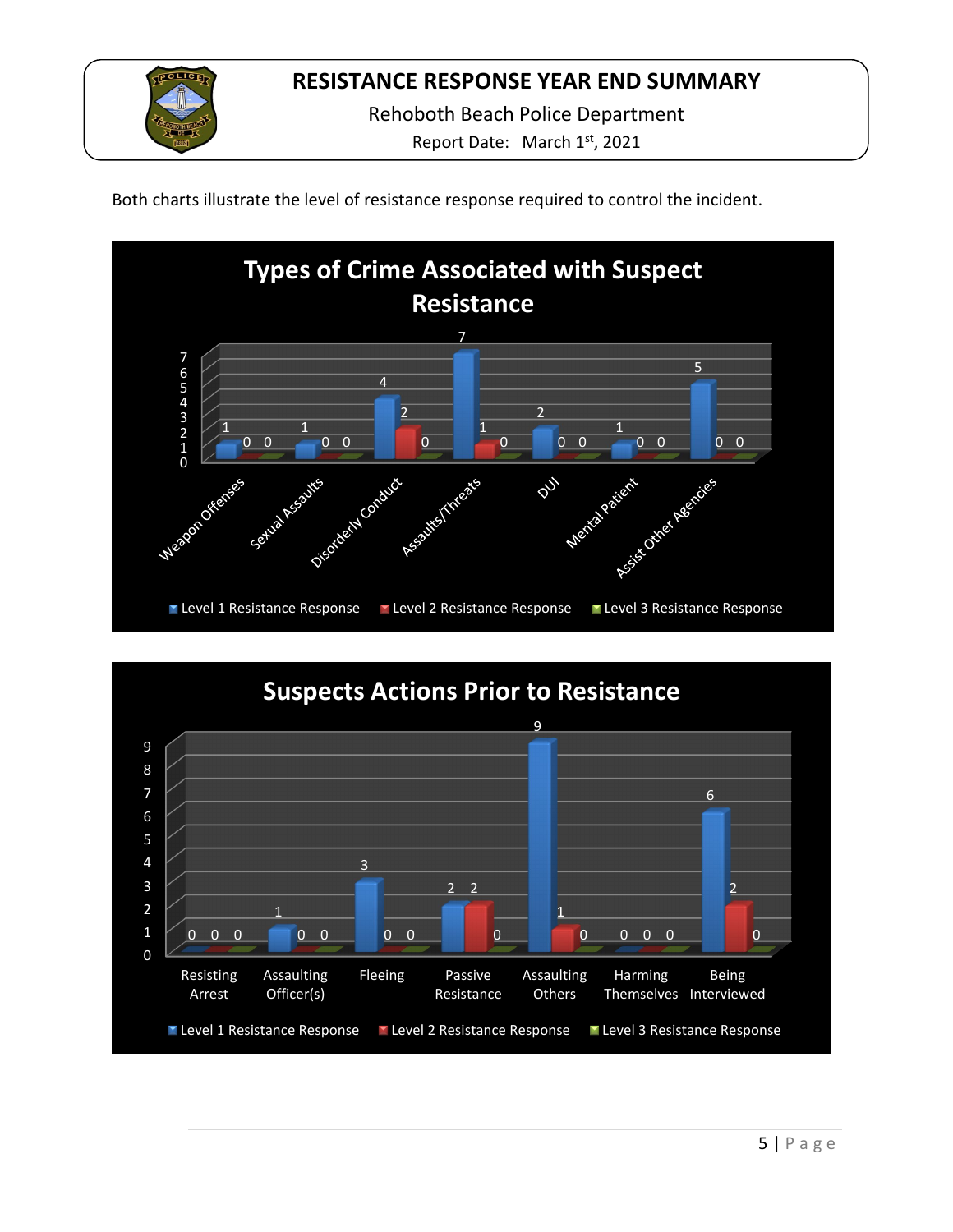# RESISTANCE RESPONSE YEAR END SUMMARY

Rehoboth Beach Police Department

Report Date: March 1st, 2021

Both charts illustrate the level of resistance response required to control the incident.

## Types of Crime Associated with Suspect Resistance

| | Level 1 Resistance Response | Level 2 Resistance Response | Level 3 Resistance Response |
|---|---|---|---|
| Weapon Offenses | 1 | 0 | 0 |
| Sexual Assaults | 1 | 0 | 0 |
| Disorderly Conduct | 4 | 2 | 0 |
| Assaults/Threats | 7 | 1 | 0 |
| DUI | 2 | 0 | 0 |
| Mental Patient | 1 | 0 | 0 |
| Assist Other Agencies | 5 | 0 | 0 |

## Suspects Actions Prior to Resistance

| | Level 1 Resistance Response | Level 2 Resistance Response | Level 3 Resistance Response |
|---|---|---|---|
| Resisting Arrest | 0 | 0 | 0 |
| Assaulting Officer(s) | 1 | 0 | 0 |
| Fleeing | 3 | 0 | 0 |
| Passive Resistance | 2 | 2 | 0 |
| Assaulting Others | 9 | 1 | 0 |
| Harming Themselves | 0 | 0 | 0 |
| Being Interviewed | 6 | 2 | 0 |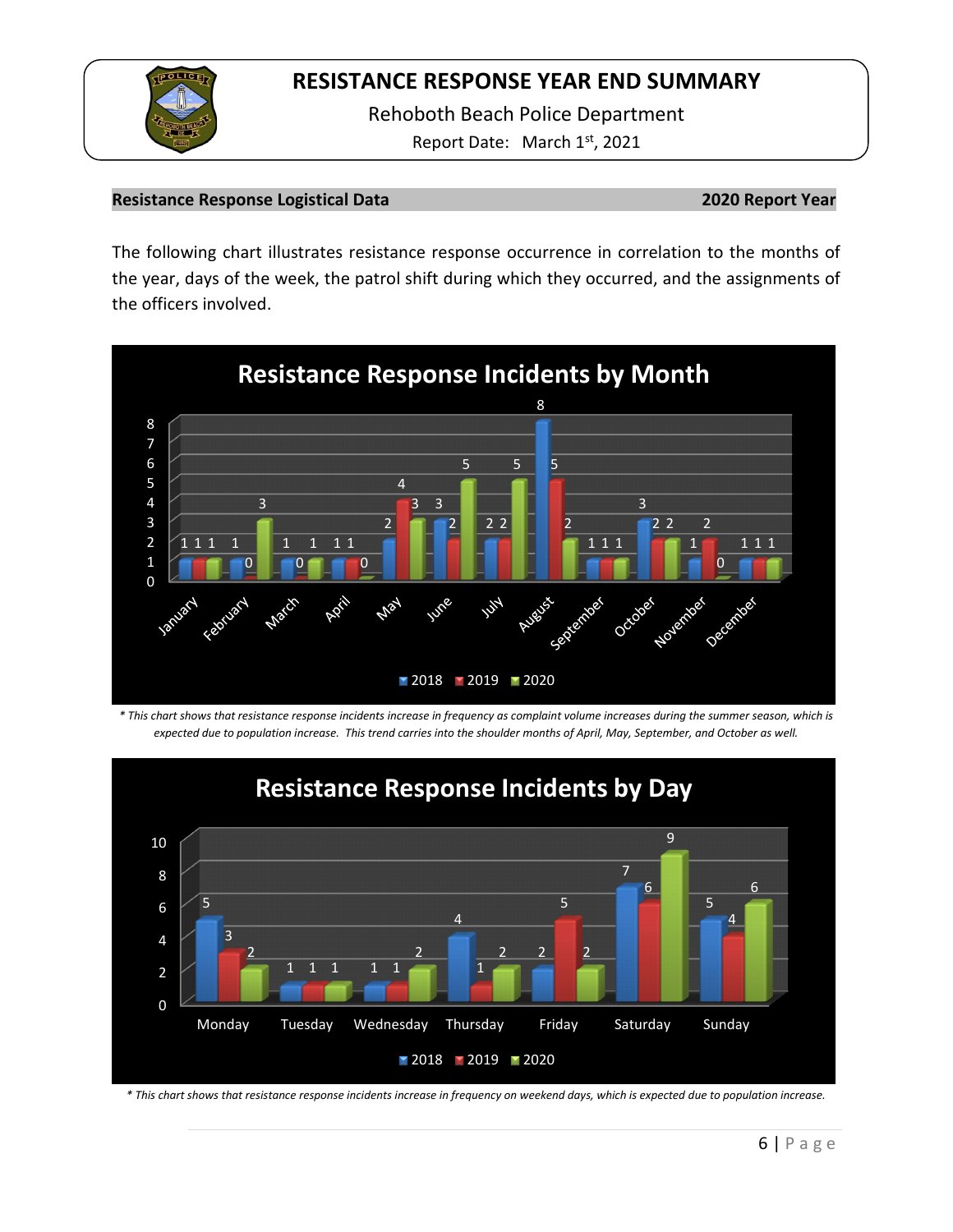**Resistance Response Logistical Data** **2020 Report Year**

The following chart illustrates resistance response occurrence in correlation to the months of the year, days of the week, the patrol shift during which they occurred, and the assignments of the officers involved.

**Resistance Response Incidents by Month**

| Month | 2018 | 2019 | 2020 |
|---|---|---|---|
| January | 1 | 1 | 1 |
| February | 1 | 0 | 3 |
| March | 1 | 0 | 1 |
| April | 1 | 1 | 0 |
| May | 2 | 4 | 3 |
| June | 3 | 2 | 5 |
| July | 2 | 2 | 5 |
| August | 8 | 5 | 2 |
| September | 1 | 1 | 1 |
| October | 3 | 2 | 2 |
| November | 1 | 2 | 0 |
| December | 1 | 1 | 1 |

*\* This chart shows that resistance response incidents increase in frequency as complaint volume increases during the summer season, which is expected due to population increase. This trend carries into the shoulder months of April, May, September, and October as well.*

**Resistance Response Incidents by Day**

| Day | 2018 | 2019 | 2020 |
|---|---|---|---|
| Monday | 5 | 3 | 2 |
| Tuesday | 1 | 1 | 1 |
| Wednesday | 1 | 1 | 2 |
| Thursday | 4 | 1 | 2 |
| Friday | 2 | 5 | 2 |
| Saturday | 7 | 6 | 9 |
| Sunday | 5 | 4 | 6 |

*\* This chart shows that resistance response incidents increase in frequency on weekend days, which is expected due to population increase.*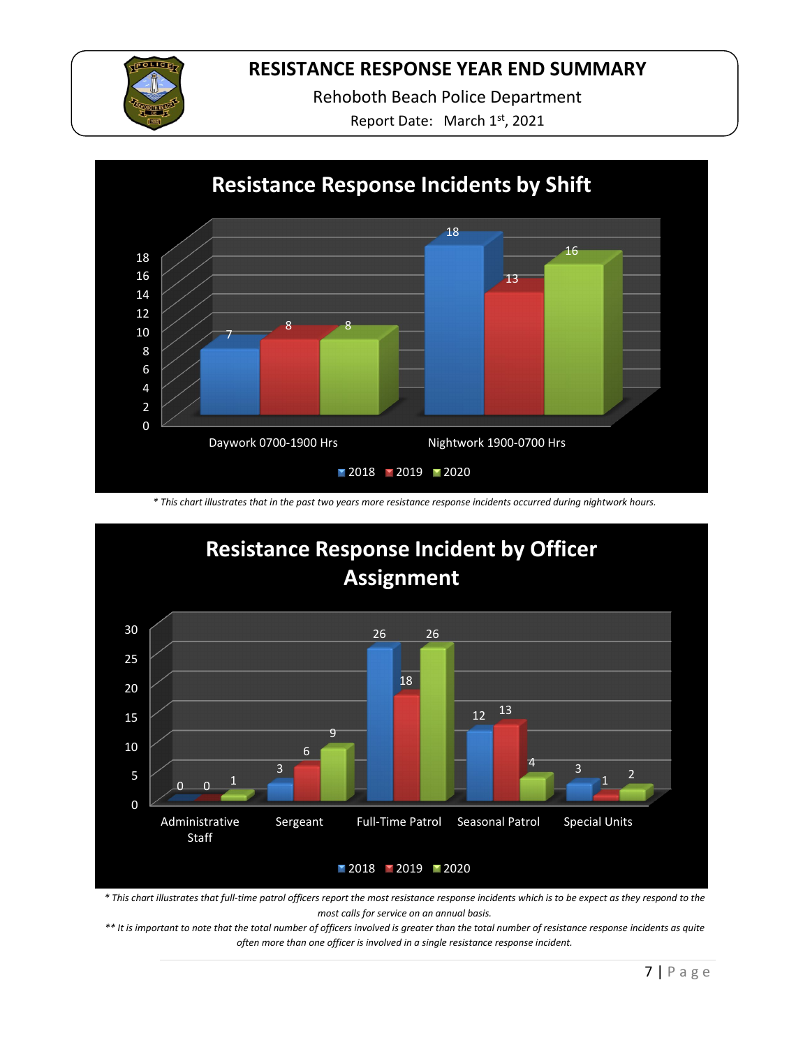# RESISTANCE RESPONSE YEAR END SUMMARY

Rehoboth Beach Police Department

Report Date: March 1st, 2021

## Resistance Response Incidents by Shift

| Shift | 2018 | 2019 | 2020 |
|---|---|---|---|
| Daywork 0700-1900 Hrs | 7 | 8 | 8 |
| Nightwork 1900-0700 Hrs | 18 | 13 | 16 |

*\* This chart illustrates that in the past two years more resistance response incidents occurred during nightwork hours.*

## Resistance Response Incident by Officer Assignment

| Assignment | 2018 | 2019 | 2020 |
|---|---|---|---|
| Administrative Staff | 0 | 0 | 1 |
| Sergeant | 3 | 6 | 9 |
| Full-Time Patrol | 26 | 18 | 26 |
| Seasonal Patrol | 12 | 13 | 4 |
| Special Units | 3 | 1 | 2 |

*\* This chart illustrates that full-time patrol officers report the most resistance response incidents which is to be expect as they respond to the most calls for service on an annual basis.*

*\*\* It is important to note that the total number of officers involved is greater than the total number of resistance response incidents as quite often more than one officer is involved in a single resistance response incident.*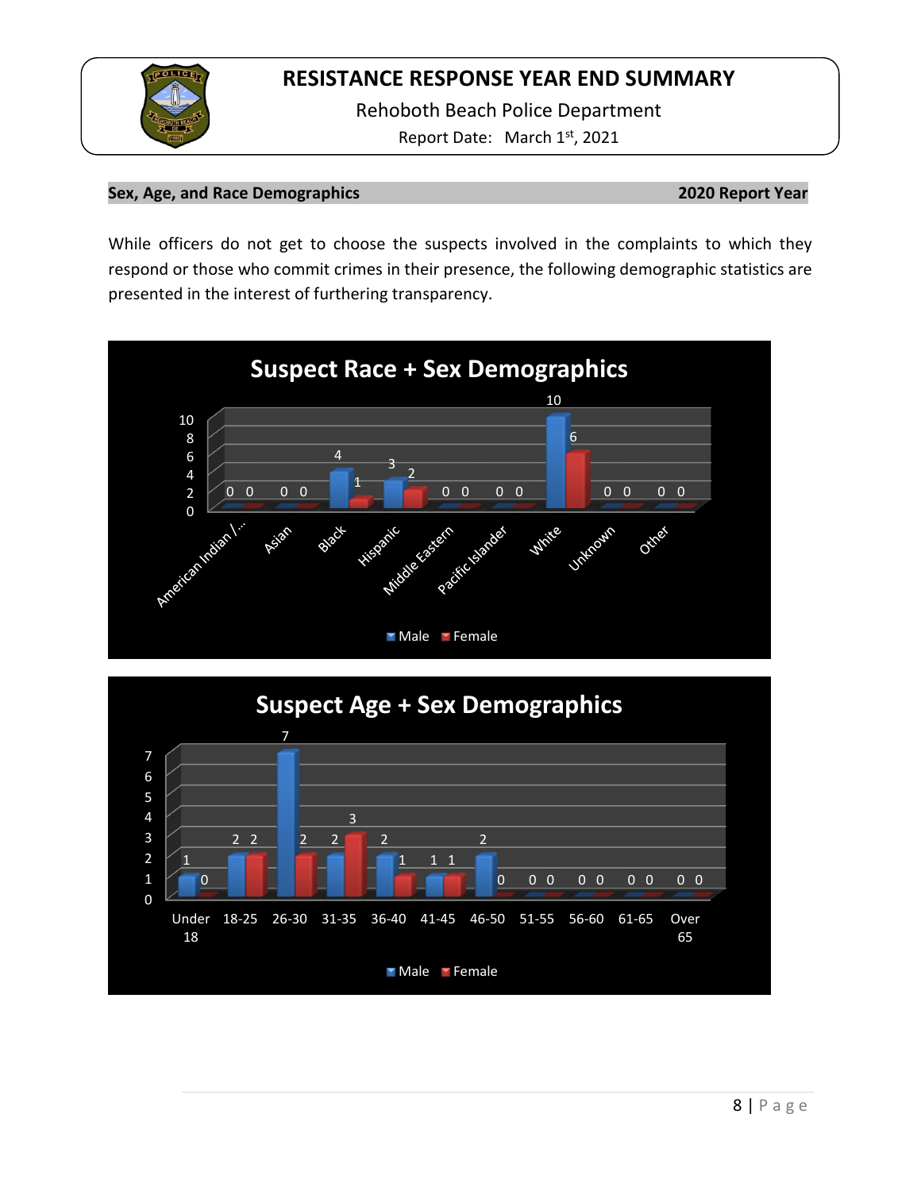# RESISTANCE RESPONSE YEAR END SUMMARY

Rehoboth Beach Police Department

Report Date: March 1st, 2021

**Sex, Age, and Race Demographics** **2020 Report Year**

While officers do not get to choose the suspects involved in the complaints to which they respond or those who commit crimes in their presence, the following demographic statistics are presented in the interest of furthering transparency.

**Suspect Race + Sex Demographics**

10
8
6
4
2
0

0 0
0 0
4 1
3 2
0 0
0 0
10 6
0 0
0 0

American Indian / ...
Asian
Black
Hispanic
Middle Eastern
Pacific Islander
White
Unknown
Other

Male Female

**Suspect Age + Sex Demographics**

7
6
5
4
3
2
1
0

1 0
2 2
7 2
2 3
2 1
1 1
2 0
0 0
0 0
0 0
0 0

Under 18
18-25
26-30
31-35
36-40
41-45
46-50
51-55
56-60
61-65
Over 65

Male Female